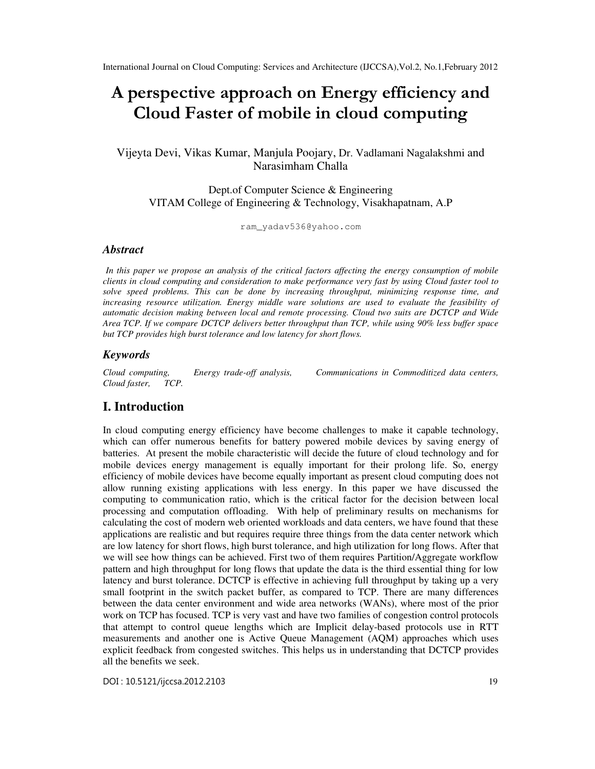# A perspective approach on Energy efficiency and Cloud Faster of mobile in cloud computing

Vijeyta Devi, Vikas Kumar, Manjula Poojary, Dr. Vadlamani Nagalakshmi and Narasimham Challa

Dept.of Computer Science & Engineering
VITAM College of Engineering & Technology, Visakhapatnam, A.P

ram_yadav536@yahoo.com

### *Abstract*

*In this paper we propose an analysis of the critical factors affecting the energy consumption of mobile clients in cloud computing and consideration to make performance very fast by using Cloud faster tool to solve speed problems. This can be done by increasing throughput, minimizing response time, and increasing resource utilization. Energy middle ware solutions are used to evaluate the feasibility of automatic decision making between local and remote processing. Cloud two suits are DCTCP and Wide Area TCP. If we compare DCTCP delivers better throughput than TCP, while using 90% less buffer space but TCP provides high burst tolerance and low latency for short flows.*

### *Keywords*

*Cloud computing, Energy trade-off analysis, Communications in Commoditized data centers, Cloud faster, TCP.*

## I. Introduction

In cloud computing energy efficiency have become challenges to make it capable technology, which can offer numerous benefits for battery powered mobile devices by saving energy of batteries. At present the mobile characteristic will decide the future of cloud technology and for mobile devices energy management is equally important for their prolong life. So, energy efficiency of mobile devices have become equally important as present cloud computing does not allow running existing applications with less energy. In this paper we have discussed the computing to communication ratio, which is the critical factor for the decision between local processing and computation offloading. With help of preliminary results on mechanisms for calculating the cost of modern web oriented workloads and data centers, we have found that these applications are realistic and but requires require three things from the data center network which are low latency for short flows, high burst tolerance, and high utilization for long flows. After that we will see how things can be achieved. First two of them requires Partition/Aggregate workflow pattern and high throughput for long flows that update the data is the third essential thing for low latency and burst tolerance. DCTCP is effective in achieving full throughput by taking up a very small footprint in the switch packet buffer, as compared to TCP. There are many differences between the data center environment and wide area networks (WANs), where most of the prior work on TCP has focused. TCP is very vast and have two families of congestion control protocols that attempt to control queue lengths which are Implicit delay-based protocols use in RTT measurements and another one is Active Queue Management (AQM) approaches which uses explicit feedback from congested switches. This helps us in understanding that DCTCP provides all the benefits we seek.

DOI : 10.5121/ijccsa.2012.2103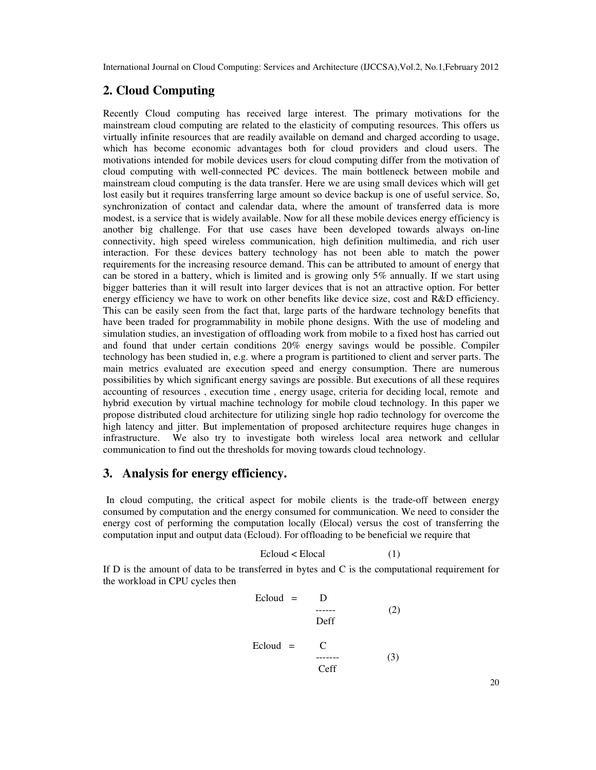## 2. Cloud Computing

Recently Cloud computing has received large interest. The primary motivations for the mainstream cloud computing are related to the elasticity of computing resources. This offers us virtually infinite resources that are readily available on demand and charged according to usage, which has become economic advantages both for cloud providers and cloud users. The motivations intended for mobile devices users for cloud computing differ from the motivation of cloud computing with well-connected PC devices. The main bottleneck between mobile and mainstream cloud computing is the data transfer. Here we are using small devices which will get lost easily but it requires transferring large amount so device backup is one of useful service. So, synchronization of contact and calendar data, where the amount of transferred data is more modest, is a service that is widely available. Now for all these mobile devices energy efficiency is another big challenge. For that use cases have been developed towards always on-line connectivity, high speed wireless communication, high definition multimedia, and rich user interaction. For these devices battery technology has not been able to match the power requirements for the increasing resource demand. This can be attributed to amount of energy that can be stored in a battery, which is limited and is growing only 5% annually. If we start using bigger batteries than it will result into larger devices that is not an attractive option. For better energy efficiency we have to work on other benefits like device size, cost and R&D efficiency. This can be easily seen from the fact that, large parts of the hardware technology benefits that have been traded for programmability in mobile phone designs. With the use of modeling and simulation studies, an investigation of offloading work from mobile to a fixed host has carried out and found that under certain conditions 20% energy savings would be possible. Compiler technology has been studied in, e.g. where a program is partitioned to client and server parts. The main metrics evaluated are execution speed and energy consumption. There are numerous possibilities by which significant energy savings are possible. But executions of all these requires accounting of resources , execution time , energy usage, criteria for deciding local, remote and hybrid execution by virtual machine technology for mobile cloud technology. In this paper we propose distributed cloud architecture for utilizing single hop radio technology for overcome the high latency and jitter. But implementation of proposed architecture requires huge changes in infrastructure. We also try to investigate both wireless local area network and cellular communication to find out the thresholds for moving towards cloud technology.

## 3. Analysis for energy efficiency.

In cloud computing, the critical aspect for mobile clients is the trade-off between energy consumed by computation and the energy consumed for communication. We need to consider the energy cost of performing the computation locally (Elocal) versus the cost of transferring the computation input and output data (Ecloud). For offloading to be beneficial we require that

$$Ecloud < Elocal \qquad (1)$$

If D is the amount of data to be transferred in bytes and C is the computational requirement for the workload in CPU cycles then

$$Ecloud = \frac{D}{Deff} \qquad (2)$$

$$Ecloud = \frac{C}{Ceff} \qquad (3)$$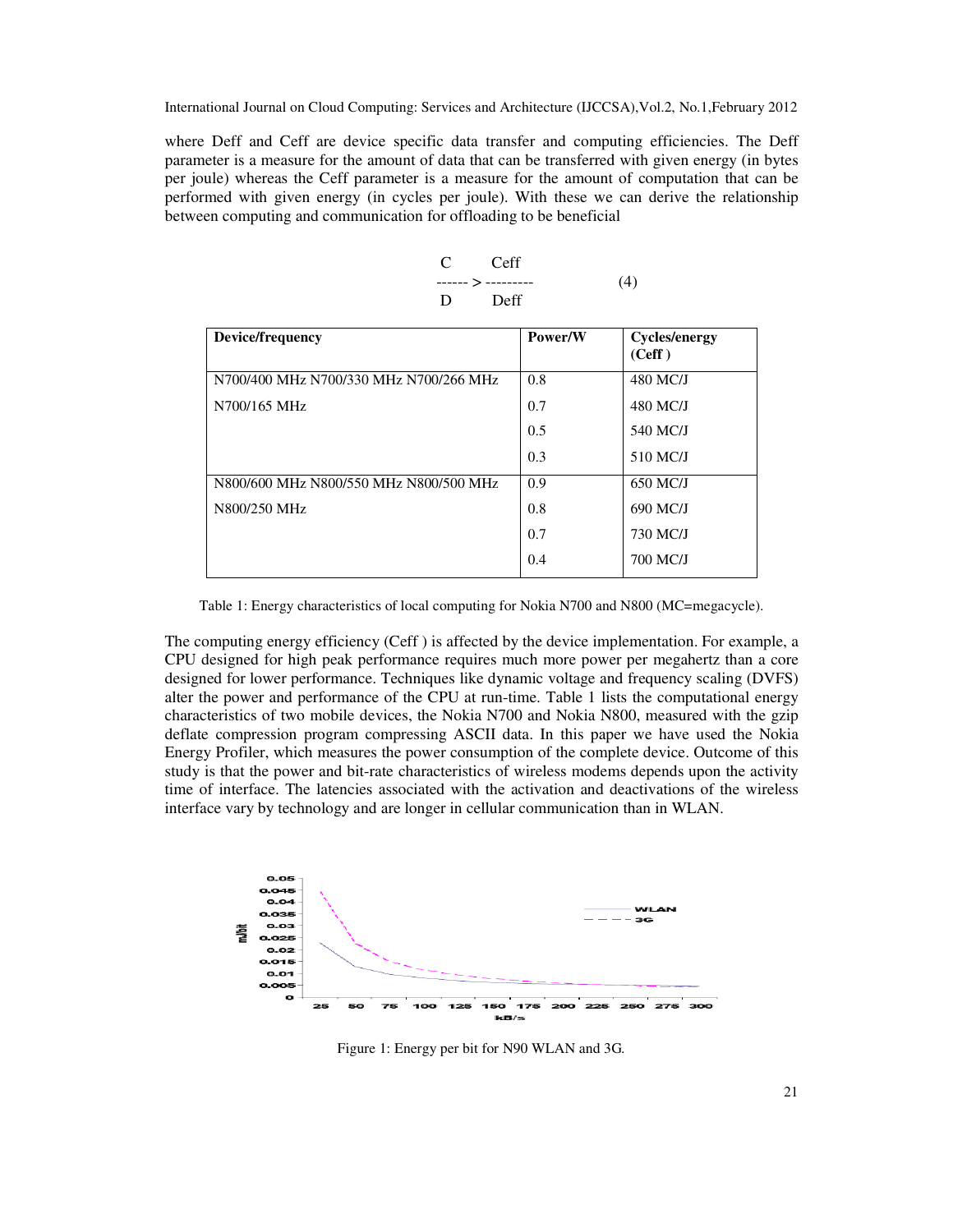where Deff and Ceff are device specific data transfer and computing efficiencies. The Deff parameter is a measure for the amount of data that can be transferred with given energy (in bytes per joule) whereas the Ceff parameter is a measure for the amount of computation that can be performed with given energy (in cycles per joule). With these we can derive the relationship between computing and communication for offloading to be beneficial

$$\frac{C}{D} > \frac{Ceff}{Deff} \quad (4)$$

| Device/frequency | Power/W | Cycles/energy (Ceff ) |
|---|---|---|
| N700/400 MHz N700/330 MHz N700/266 MHz | 0.8 | 480 MC/J |
| N700/165 MHz | 0.7 | 480 MC/J |
| | 0.5 | 540 MC/J |
| | 0.3 | 510 MC/J |
| N800/600 MHz N800/550 MHz N800/500 MHz | 0.9 | 650 MC/J |
| N800/250 MHz | 0.8 | 690 MC/J |
| | 0.7 | 730 MC/J |
| | 0.4 | 700 MC/J |

Table 1: Energy characteristics of local computing for Nokia N700 and N800 (MC=megacycle).

The computing energy efficiency (Ceff ) is affected by the device implementation. For example, a CPU designed for high peak performance requires much more power per megahertz than a core designed for lower performance. Techniques like dynamic voltage and frequency scaling (DVFS) alter the power and performance of the CPU at run-time. Table 1 lists the computational energy characteristics of two mobile devices, the Nokia N700 and Nokia N800, measured with the gzip deflate compression program compressing ASCII data. In this paper we have used the Nokia Energy Profiler, which measures the power consumption of the complete device. Outcome of this study is that the power and bit-rate characteristics of wireless modems depends upon the activity time of interface. The latencies associated with the activation and deactivations of the wireless interface vary by technology and are longer in cellular communication than in WLAN.

0.05
0.045
0.04
0.035
0.03
0.025
0.02
0.015
0.01
0.005
0

mJ/bit

WLAN
3G

25 50 75 100 125 150 175 200 225 250 275 300

kB/s

Figure 1: Energy per bit for N90 WLAN and 3G.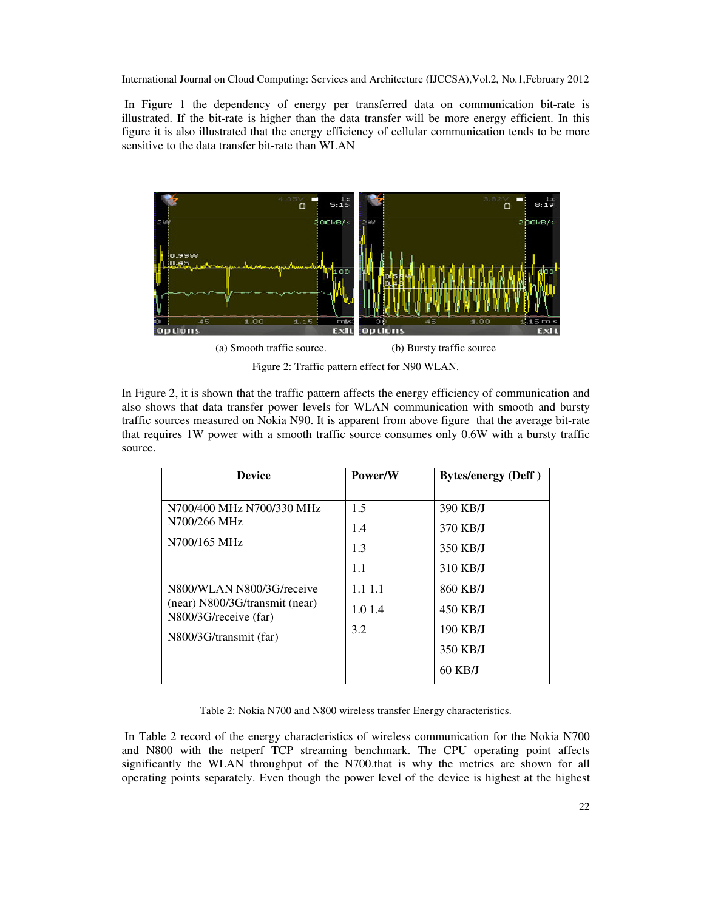In Figure 1 the dependency of energy per transferred data on communication bit-rate is illustrated. If the bit-rate is higher than the data transfer will be more energy efficient. In this figure it is also illustrated that the energy efficiency of cellular communication tends to be more sensitive to the data transfer bit-rate than WLAN

(a) Smooth traffic source. (b) Bursty traffic source

Figure 2: Traffic pattern effect for N90 WLAN.

In Figure 2, it is shown that the traffic pattern affects the energy efficiency of communication and also shows that data transfer power levels for WLAN communication with smooth and bursty traffic sources measured on Nokia N90. It is apparent from above figure that the average bit-rate that requires 1W power with a smooth traffic source consumes only 0.6W with a bursty traffic source.

| Device | Power/W | Bytes/energy (Deff ) |
|---|---|---|
| N700/400 MHz N700/330 MHz N700/266 MHz<br>N700/165 MHz | 1.5<br>1.4<br>1.3<br>1.1 | 390 KB/J<br>370 KB/J<br>350 KB/J<br>310 KB/J |
| N800/WLAN N800/3G/receive (near) N800/3G/transmit (near) N800/3G/receive (far)<br>N800/3G/transmit (far) | 1.1 1.1<br>1.0 1.4<br>3.2 | 860 KB/J<br>450 KB/J<br>190 KB/J<br>350 KB/J<br>60 KB/J |

Table 2: Nokia N700 and N800 wireless transfer Energy characteristics.

In Table 2 record of the energy characteristics of wireless communication for the Nokia N700 and N800 with the netperf TCP streaming benchmark. The CPU operating point affects significantly the WLAN throughput of the N700.that is why the metrics are shown for all operating points separately. Even though the power level of the device is highest at the highest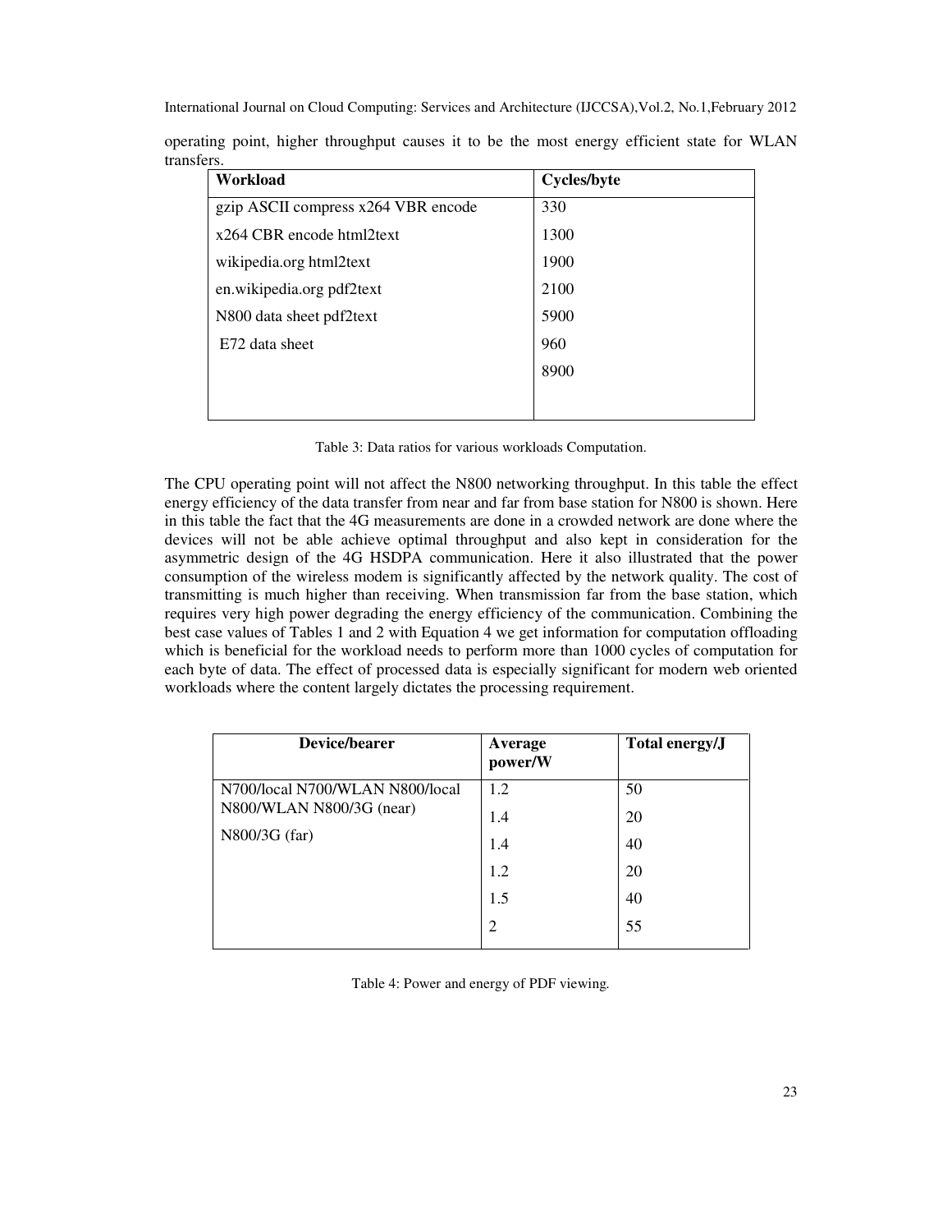operating point, higher throughput causes it to be the most energy efficient state for WLAN transfers.

| Workload | Cycles/byte |
|---|---|
| gzip ASCII compress x264 VBR encode | 330 |
| x264 CBR encode html2text | 1300 |
| wikipedia.org html2text | 1900 |
| en.wikipedia.org pdf2text | 2100 |
| N800 data sheet pdf2text | 5900 |
| E72 data sheet | 960 |
| | 8900 |

Table 3: Data ratios for various workloads Computation.

The CPU operating point will not affect the N800 networking throughput. In this table the effect energy efficiency of the data transfer from near and far from base station for N800 is shown. Here in this table the fact that the 4G measurements are done in a crowded network are done where the devices will not be able achieve optimal throughput and also kept in consideration for the asymmetric design of the 4G HSDPA communication. Here it also illustrated that the power consumption of the wireless modem is significantly affected by the network quality. The cost of transmitting is much higher than receiving. When transmission far from the base station, which requires very high power degrading the energy efficiency of the communication. Combining the best case values of Tables 1 and 2 with Equation 4 we get information for computation offloading which is beneficial for the workload needs to perform more than 1000 cycles of computation for each byte of data. The effect of processed data is especially significant for modern web oriented workloads where the content largely dictates the processing requirement.

| Device/bearer | Average power/W | Total energy/J |
|---|---|---|
| N700/local N700/WLAN N800/local N800/WLAN N800/3G (near) N800/3G (far) | 1.2 | 50 |
| | 1.4 | 20 |
| | 1.4 | 40 |
| | 1.2 | 20 |
| | 1.5 | 40 |
| | 2 | 55 |

Table 4: Power and energy of PDF viewing.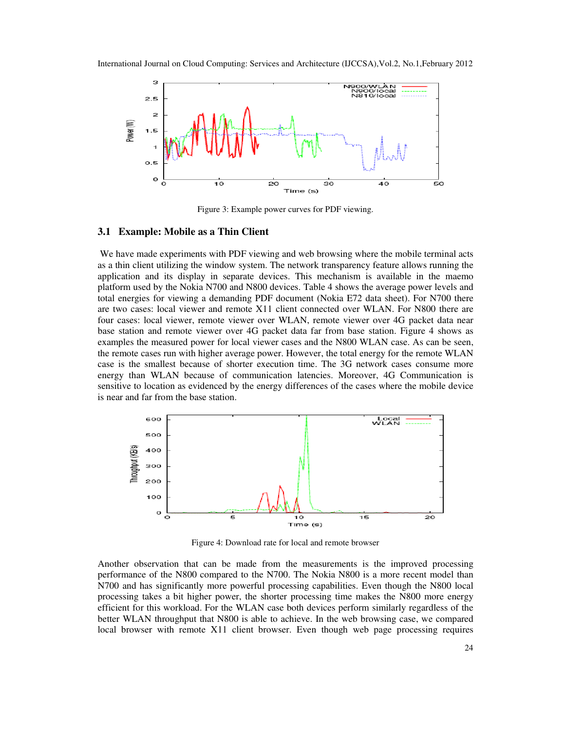Figure 3: Example power curves for PDF viewing.

### 3.1 Example: Mobile as a Thin Client

We have made experiments with PDF viewing and web browsing where the mobile terminal acts as a thin client utilizing the window system. The network transparency feature allows running the application and its display in separate devices. This mechanism is available in the maemo platform used by the Nokia N700 and N800 devices. Table 4 shows the average power levels and total energies for viewing a demanding PDF document (Nokia E72 data sheet). For N700 there are two cases: local viewer and remote X11 client connected over WLAN. For N800 there are four cases: local viewer, remote viewer over WLAN, remote viewer over 4G packet data near base station and remote viewer over 4G packet data far from base station. Figure 4 shows as examples the measured power for local viewer cases and the N800 WLAN case. As can be seen, the remote cases run with higher average power. However, the total energy for the remote WLAN case is the smallest because of shorter execution time. The 3G network cases consume more energy than WLAN because of communication latencies. Moreover, 4G Communication is sensitive to location as evidenced by the energy differences of the cases where the mobile device is near and far from the base station.

Figure 4: Download rate for local and remote browser

Another observation that can be made from the measurements is the improved processing performance of the N800 compared to the N700. The Nokia N800 is a more recent model than N700 and has significantly more powerful processing capabilities. Even though the N800 local processing takes a bit higher power, the shorter processing time makes the N800 more energy efficient for this workload. For the WLAN case both devices perform similarly regardless of the better WLAN throughput that N800 is able to achieve. In the web browsing case, we compared local browser with remote X11 client browser. Even though web page processing requires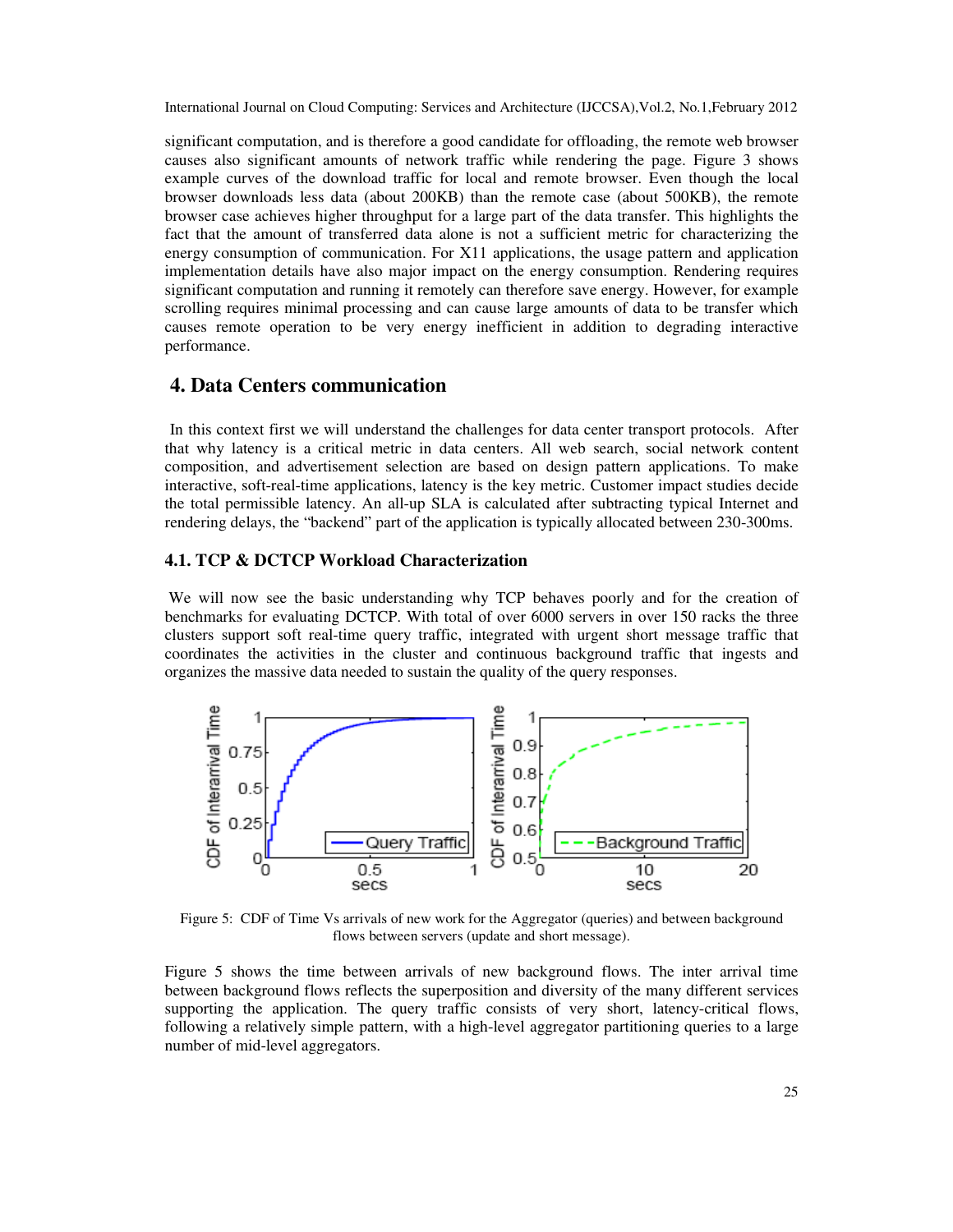significant computation, and is therefore a good candidate for offloading, the remote web browser causes also significant amounts of network traffic while rendering the page. Figure 3 shows example curves of the download traffic for local and remote browser. Even though the local browser downloads less data (about 200KB) than the remote case (about 500KB), the remote browser case achieves higher throughput for a large part of the data transfer. This highlights the fact that the amount of transferred data alone is not a sufficient metric for characterizing the energy consumption of communication. For X11 applications, the usage pattern and application implementation details have also major impact on the energy consumption. Rendering requires significant computation and running it remotely can therefore save energy. However, for example scrolling requires minimal processing and can cause large amounts of data to be transfer which causes remote operation to be very energy inefficient in addition to degrading interactive performance.

## 4. Data Centers communication

In this context first we will understand the challenges for data center transport protocols. After that why latency is a critical metric in data centers. All web search, social network content composition, and advertisement selection are based on design pattern applications. To make interactive, soft-real-time applications, latency is the key metric. Customer impact studies decide the total permissible latency. An all-up SLA is calculated after subtracting typical Internet and rendering delays, the "backend" part of the application is typically allocated between 230-300ms.

### 4.1. TCP & DCTCP Workload Characterization

We will now see the basic understanding why TCP behaves poorly and for the creation of benchmarks for evaluating DCTCP. With total of over 6000 servers in over 150 racks the three clusters support soft real-time query traffic, integrated with urgent short message traffic that coordinates the activities in the cluster and continuous background traffic that ingests and organizes the massive data needed to sustain the quality of the query responses.

CDF of Interarrival Time
1
0.75
0.5
0.25
0
0
0.5
1
secs
Query Traffic

CDF of Interarrival Time
1
0.9
0.8
0.7
0.6
0.5
0
10
20
secs
Background Traffic

Figure 5: CDF of Time Vs arrivals of new work for the Aggregator (queries) and between background flows between servers (update and short message).

Figure 5 shows the time between arrivals of new background flows. The inter arrival time between background flows reflects the superposition and diversity of the many different services supporting the application. The query traffic consists of very short, latency-critical flows, following a relatively simple pattern, with a high-level aggregator partitioning queries to a large number of mid-level aggregators.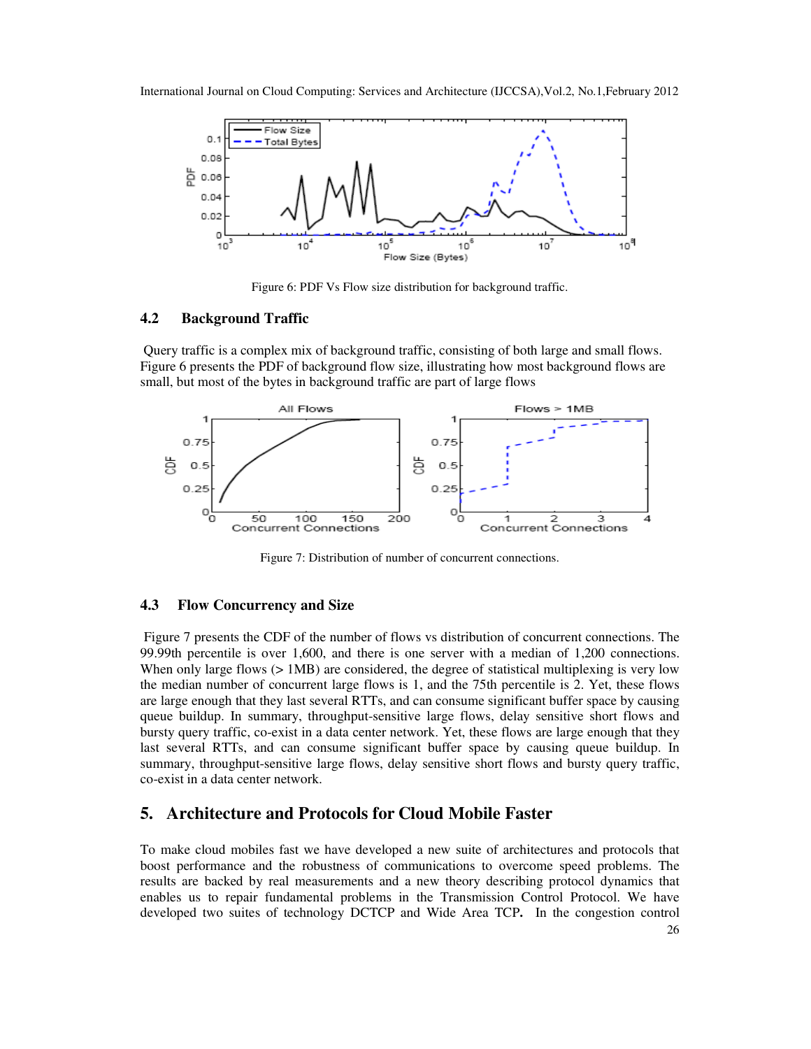Figure 6: PDF Vs Flow size distribution for background traffic.

### 4.2 Background Traffic

Query traffic is a complex mix of background traffic, consisting of both large and small flows. Figure 6 presents the PDF of background flow size, illustrating how most background flows are small, but most of the bytes in background traffic are part of large flows

Figure 7: Distribution of number of concurrent connections.

### 4.3 Flow Concurrency and Size

Figure 7 presents the CDF of the number of flows vs distribution of concurrent connections. The 99.99th percentile is over 1,600, and there is one server with a median of 1,200 connections. When only large flows (> 1MB) are considered, the degree of statistical multiplexing is very low the median number of concurrent large flows is 1, and the 75th percentile is 2. Yet, these flows are large enough that they last several RTTs, and can consume significant buffer space by causing queue buildup. In summary, throughput-sensitive large flows, delay sensitive short flows and bursty query traffic, co-exist in a data center network. Yet, these flows are large enough that they last several RTTs, and can consume significant buffer space by causing queue buildup. In summary, throughput-sensitive large flows, delay sensitive short flows and bursty query traffic, co-exist in a data center network.

## 5. Architecture and Protocols for Cloud Mobile Faster

To make cloud mobiles fast we have developed a new suite of architectures and protocols that boost performance and the robustness of communications to overcome speed problems. The results are backed by real measurements and a new theory describing protocol dynamics that enables us to repair fundamental problems in the Transmission Control Protocol. We have developed two suites of technology DCTCP and Wide Area TCP**.** In the congestion control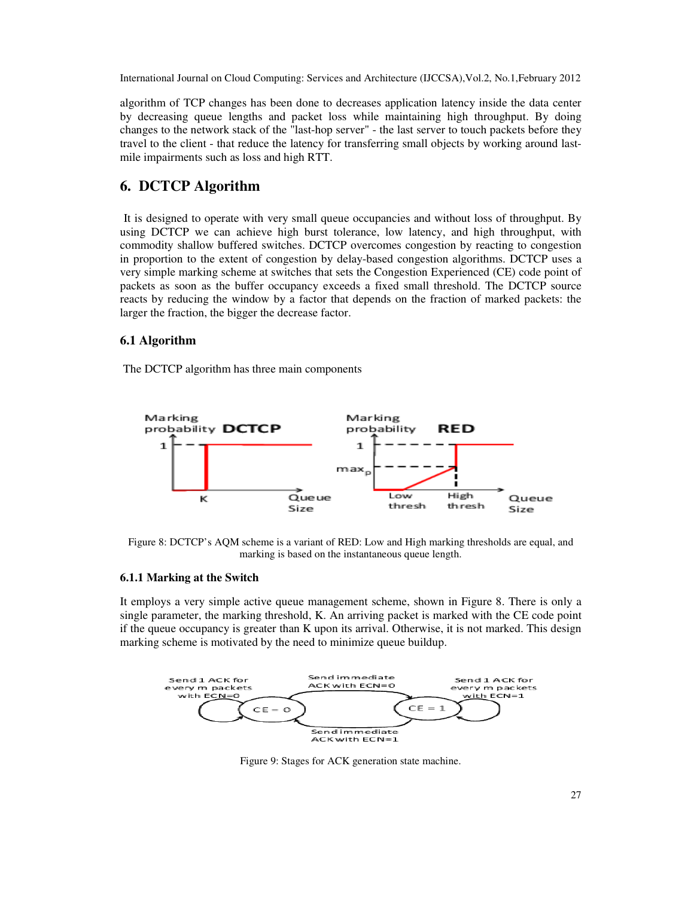algorithm of TCP changes has been done to decreases application latency inside the data center by decreasing queue lengths and packet loss while maintaining high throughput. By doing changes to the network stack of the "last-hop server" - the last server to touch packets before they travel to the client - that reduce the latency for transferring small objects by working around last-mile impairments such as loss and high RTT.

## 6. DCTCP Algorithm

It is designed to operate with very small queue occupancies and without loss of throughput. By using DCTCP we can achieve high burst tolerance, low latency, and high throughput, with commodity shallow buffered switches. DCTCP overcomes congestion by reacting to congestion in proportion to the extent of congestion by delay-based congestion algorithms. DCTCP uses a very simple marking scheme at switches that sets the Congestion Experienced (CE) code point of packets as soon as the buffer occupancy exceeds a fixed small threshold. The DCTCP source reacts by reducing the window by a factor that depends on the fraction of marked packets: the larger the fraction, the bigger the decrease factor.

### 6.1 Algorithm

The DCTCP algorithm has three main components

Marking probability DCTCP
1
K
Queue Size

Marking probability RED
1
$max_p$
Low thresh
High thresh
Queue Size

Figure 8: DCTCP's AQM scheme is a variant of RED: Low and High marking thresholds are equal, and marking is based on the instantaneous queue length.

#### 6.1.1 Marking at the Switch

It employs a very simple active queue management scheme, shown in Figure 8. There is only a single parameter, the marking threshold, K. An arriving packet is marked with the CE code point if the queue occupancy is greater than K upon its arrival. Otherwise, it is not marked. This design marking scheme is motivated by the need to minimize queue buildup.

Send 1 ACK for every m packets with ECN=0
Send immediate ACK with ECN=0
Send 1 ACK for every m packets with ECN=1
CE = 0
CE = 1
Send immediate ACK with ECN=1

Figure 9: Stages for ACK generation state machine.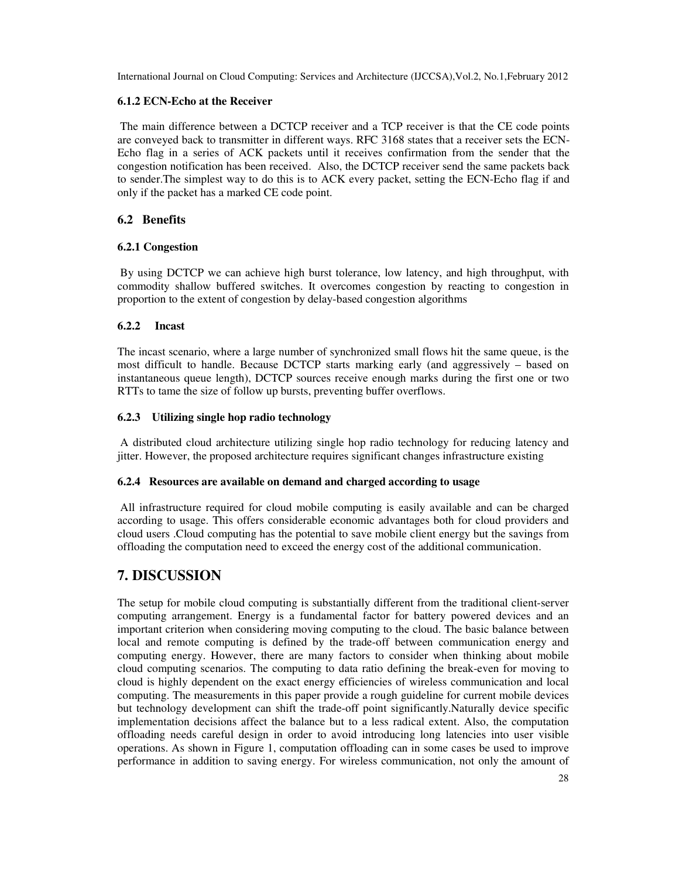#### 6.1.2 ECN-Echo at the Receiver

The main difference between a DCTCP receiver and a TCP receiver is that the CE code points are conveyed back to transmitter in different ways. RFC 3168 states that a receiver sets the ECN-Echo flag in a series of ACK packets until it receives confirmation from the sender that the congestion notification has been received. Also, the DCTCP receiver send the same packets back to sender.The simplest way to do this is to ACK every packet, setting the ECN-Echo flag if and only if the packet has a marked CE code point.

### 6.2 Benefits

#### 6.2.1 Congestion

By using DCTCP we can achieve high burst tolerance, low latency, and high throughput, with commodity shallow buffered switches. It overcomes congestion by reacting to congestion in proportion to the extent of congestion by delay-based congestion algorithms

#### 6.2.2 Incast

The incast scenario, where a large number of synchronized small flows hit the same queue, is the most difficult to handle. Because DCTCP starts marking early (and aggressively – based on instantaneous queue length), DCTCP sources receive enough marks during the first one or two RTTs to tame the size of follow up bursts, preventing buffer overflows.

#### 6.2.3 Utilizing single hop radio technology

A distributed cloud architecture utilizing single hop radio technology for reducing latency and jitter. However, the proposed architecture requires significant changes infrastructure existing

#### 6.2.4 Resources are available on demand and charged according to usage

All infrastructure required for cloud mobile computing is easily available and can be charged according to usage. This offers considerable economic advantages both for cloud providers and cloud users .Cloud computing has the potential to save mobile client energy but the savings from offloading the computation need to exceed the energy cost of the additional communication.

## 7. DISCUSSION

The setup for mobile cloud computing is substantially different from the traditional client-server computing arrangement. Energy is a fundamental factor for battery powered devices and an important criterion when considering moving computing to the cloud. The basic balance between local and remote computing is defined by the trade-off between communication energy and computing energy. However, there are many factors to consider when thinking about mobile cloud computing scenarios. The computing to data ratio defining the break-even for moving to cloud is highly dependent on the exact energy efficiencies of wireless communication and local computing. The measurements in this paper provide a rough guideline for current mobile devices but technology development can shift the trade-off point significantly.Naturally device specific implementation decisions affect the balance but to a less radical extent. Also, the computation offloading needs careful design in order to avoid introducing long latencies into user visible operations. As shown in Figure 1, computation offloading can in some cases be used to improve performance in addition to saving energy. For wireless communication, not only the amount of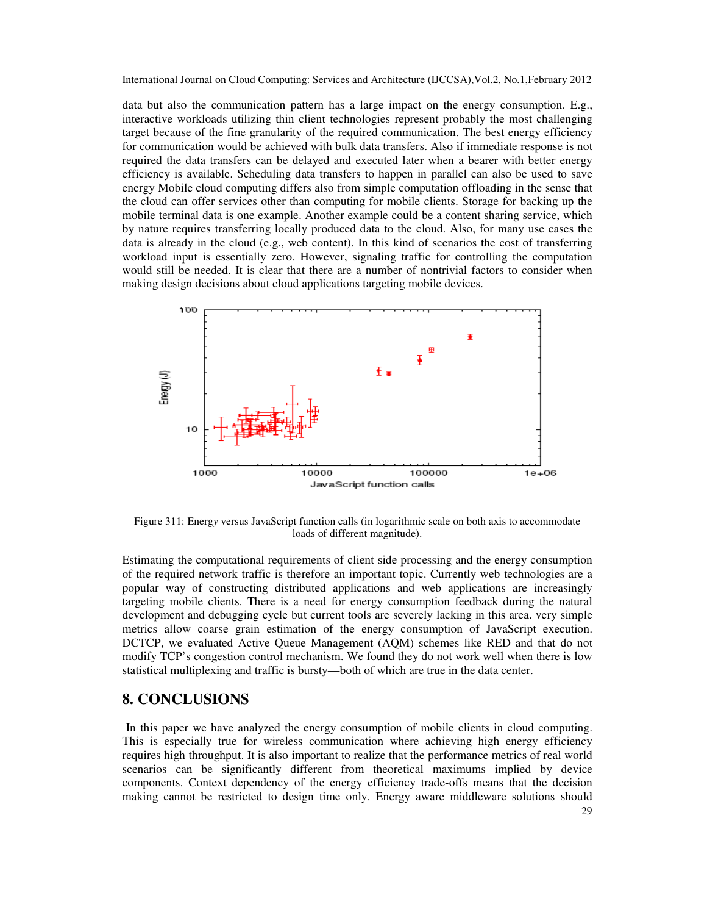data but also the communication pattern has a large impact on the energy consumption. E.g., interactive workloads utilizing thin client technologies represent probably the most challenging target because of the fine granularity of the required communication. The best energy efficiency for communication would be achieved with bulk data transfers. Also if immediate response is not required the data transfers can be delayed and executed later when a bearer with better energy efficiency is available. Scheduling data transfers to happen in parallel can also be used to save energy Mobile cloud computing differs also from simple computation offloading in the sense that the cloud can offer services other than computing for mobile clients. Storage for backing up the mobile terminal data is one example. Another example could be a content sharing service, which by nature requires transferring locally produced data to the cloud. Also, for many use cases the data is already in the cloud (e.g., web content). In this kind of scenarios the cost of transferring workload input is essentially zero. However, signaling traffic for controlling the computation would still be needed. It is clear that there are a number of nontrivial factors to consider when making design decisions about cloud applications targeting mobile devices.

Energy (J)
100
10
1000
10000
100000
1e+06
JavaScript function calls

Figure 311: Energy versus JavaScript function calls (in logarithmic scale on both axis to accommodate loads of different magnitude).

Estimating the computational requirements of client side processing and the energy consumption of the required network traffic is therefore an important topic. Currently web technologies are a popular way of constructing distributed applications and web applications are increasingly targeting mobile clients. There is a need for energy consumption feedback during the natural development and debugging cycle but current tools are severely lacking in this area. very simple metrics allow coarse grain estimation of the energy consumption of JavaScript execution. DCTCP, we evaluated Active Queue Management (AQM) schemes like RED and that do not modify TCP's congestion control mechanism. We found they do not work well when there is low statistical multiplexing and traffic is bursty—both of which are true in the data center.

## 8. CONCLUSIONS

In this paper we have analyzed the energy consumption of mobile clients in cloud computing. This is especially true for wireless communication where achieving high energy efficiency requires high throughput. It is also important to realize that the performance metrics of real world scenarios can be significantly different from theoretical maximums implied by device components. Context dependency of the energy efficiency trade-offs means that the decision making cannot be restricted to design time only. Energy aware middleware solutions should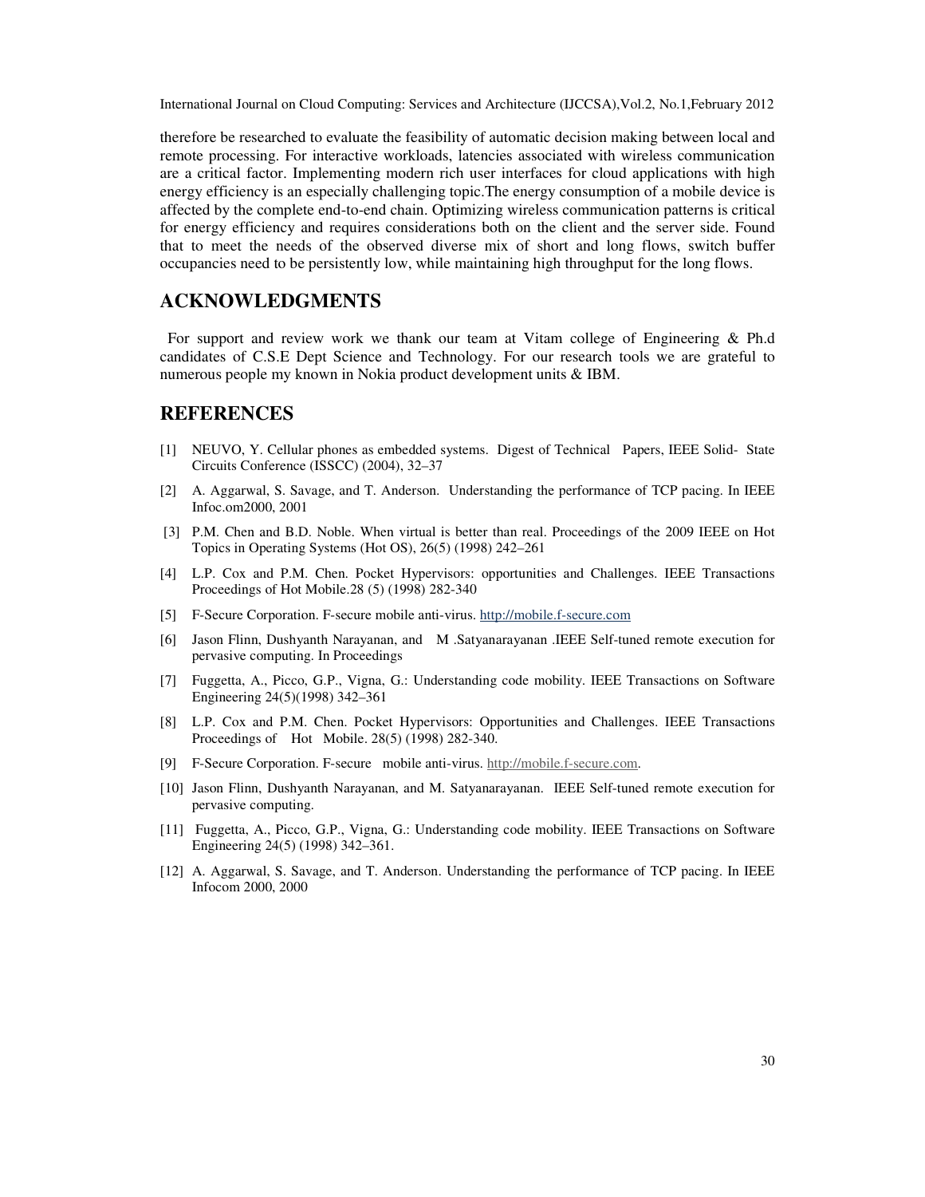therefore be researched to evaluate the feasibility of automatic decision making between local and remote processing. For interactive workloads, latencies associated with wireless communication are a critical factor. Implementing modern rich user interfaces for cloud applications with high energy efficiency is an especially challenging topic.The energy consumption of a mobile device is affected by the complete end-to-end chain. Optimizing wireless communication patterns is critical for energy efficiency and requires considerations both on the client and the server side. Found that to meet the needs of the observed diverse mix of short and long flows, switch buffer occupancies need to be persistently low, while maintaining high throughput for the long flows.

## ACKNOWLEDGMENTS

For support and review work we thank our team at Vitam college of Engineering & Ph.d candidates of C.S.E Dept Science and Technology. For our research tools we are grateful to numerous people my known in Nokia product development units & IBM.

## REFERENCES

[1] NEUVO, Y. Cellular phones as embedded systems. Digest of Technical Papers, IEEE Solid- State Circuits Conference (ISSCC) (2004), 32–37

[2] A. Aggarwal, S. Savage, and T. Anderson. Understanding the performance of TCP pacing. In IEEE Infoc.om2000, 2001

[3] P.M. Chen and B.D. Noble. When virtual is better than real. Proceedings of the 2009 IEEE on Hot Topics in Operating Systems (Hot OS), 26(5) (1998) 242–261

[4] L.P. Cox and P.M. Chen. Pocket Hypervisors: opportunities and Challenges. IEEE Transactions Proceedings of Hot Mobile.28 (5) (1998) 282-340

[5] F-Secure Corporation. F-secure mobile anti-virus. http://mobile.f-secure.com

[6] Jason Flinn, Dushyanth Narayanan, and M .Satyanarayanan .IEEE Self-tuned remote execution for pervasive computing. In Proceedings

[7] Fuggetta, A., Picco, G.P., Vigna, G.: Understanding code mobility. IEEE Transactions on Software Engineering 24(5)(1998) 342–361

[8] L.P. Cox and P.M. Chen. Pocket Hypervisors: Opportunities and Challenges. IEEE Transactions Proceedings of Hot Mobile. 28(5) (1998) 282-340.

[9] F-Secure Corporation. F-secure mobile anti-virus. http://mobile.f-secure.com.

[10] Jason Flinn, Dushyanth Narayanan, and M. Satyanarayanan. IEEE Self-tuned remote execution for pervasive computing.

[11] Fuggetta, A., Picco, G.P., Vigna, G.: Understanding code mobility. IEEE Transactions on Software Engineering 24(5) (1998) 342–361.

[12] A. Aggarwal, S. Savage, and T. Anderson. Understanding the performance of TCP pacing. In IEEE Infocom 2000, 2000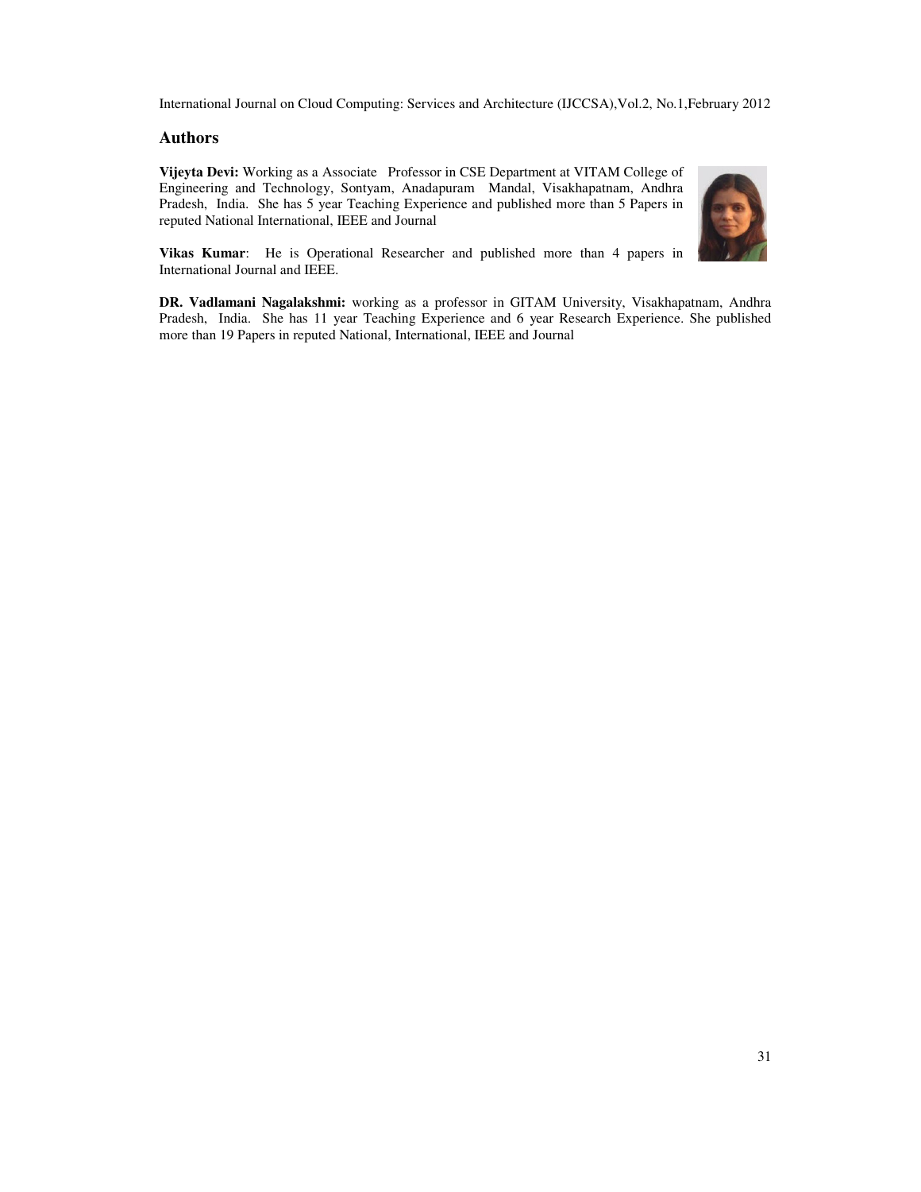## Authors

**Vijeyta Devi:** Working as a Associate Professor in CSE Department at VITAM College of Engineering and Technology, Sontyam, Anadapuram Mandal, Visakhapatnam, Andhra Pradesh, India. She has 5 year Teaching Experience and published more than 5 Papers in reputed National International, IEEE and Journal

**Vikas Kumar**: He is Operational Researcher and published more than 4 papers in International Journal and IEEE.

**DR. Vadlamani Nagalakshmi:** working as a professor in GITAM University, Visakhapatnam, Andhra Pradesh, India. She has 11 year Teaching Experience and 6 year Research Experience. She published more than 19 Papers in reputed National, International, IEEE and Journal